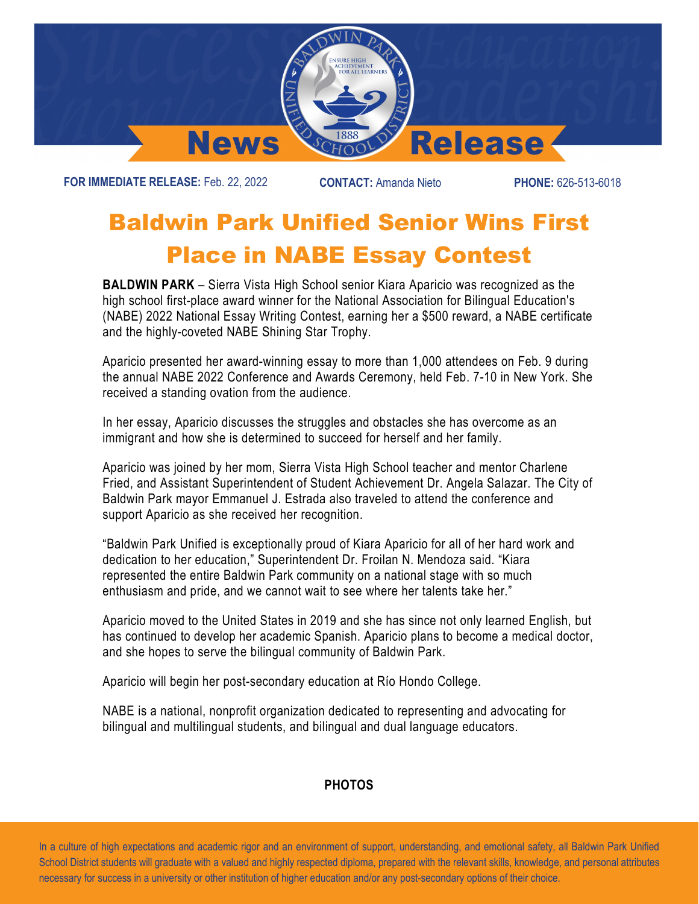# News Release

**FOR IMMEDIATE RELEASE:** Feb. 22, 2022 **CONTACT:** Amanda Nieto **PHONE:** 626-513-6018

# Baldwin Park Unified Senior Wins First Place in NABE Essay Contest

**BALDWIN PARK** – Sierra Vista High School senior Kiara Aparicio was recognized as the high school first-place award winner for the National Association for Bilingual Education's (NABE) 2022 National Essay Writing Contest, earning her a $500 reward, a NABE certificate and the highly-coveted NABE Shining Star Trophy.

Aparicio presented her award-winning essay to more than 1,000 attendees on Feb. 9 during the annual NABE 2022 Conference and Awards Ceremony, held Feb. 7-10 in New York. She received a standing ovation from the audience.

In her essay, Aparicio discusses the struggles and obstacles she has overcome as an immigrant and how she is determined to succeed for herself and her family.

Aparicio was joined by her mom, Sierra Vista High School teacher and mentor Charlene Fried, and Assistant Superintendent of Student Achievement Dr. Angela Salazar. The City of Baldwin Park mayor Emmanuel J. Estrada also traveled to attend the conference and support Aparicio as she received her recognition.

“Baldwin Park Unified is exceptionally proud of Kiara Aparicio for all of her hard work and dedication to her education,” Superintendent Dr. Froilan N. Mendoza said. “Kiara represented the entire Baldwin Park community on a national stage with so much enthusiasm and pride, and we cannot wait to see where her talents take her.”

Aparicio moved to the United States in 2019 and she has since not only learned English, but has continued to develop her academic Spanish. Aparicio plans to become a medical doctor, and she hopes to serve the bilingual community of Baldwin Park.

Aparicio will begin her post-secondary education at Río Hondo College.

NABE is a national, nonprofit organization dedicated to representing and advocating for bilingual and multilingual students, and bilingual and dual language educators.

**PHOTOS**

In a culture of high expectations and academic rigor and an environment of support, understanding, and emotional safety, all Baldwin Park Unified School District students will graduate with a valued and highly respected diploma, prepared with the relevant skills, knowledge, and personal attributes necessary for success in a university or other institution of higher education and/or any post-secondary options of their choice.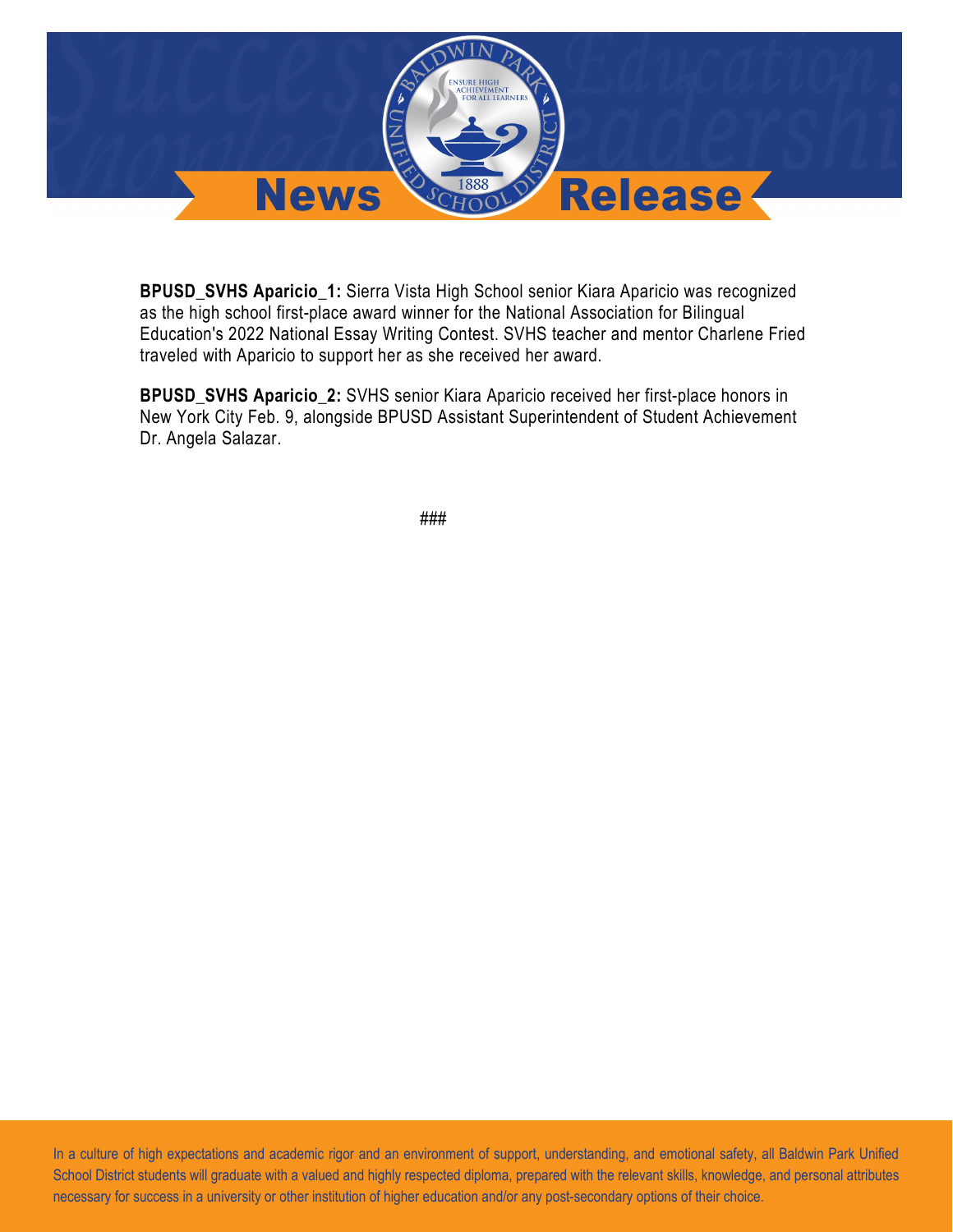**BPUSD_SVHS Aparicio_1:** Sierra Vista High School senior Kiara Aparicio was recognized as the high school first-place award winner for the National Association for Bilingual Education's 2022 National Essay Writing Contest. SVHS teacher and mentor Charlene Fried traveled with Aparicio to support her as she received her award.

**BPUSD_SVHS Aparicio_2:** SVHS senior Kiara Aparicio received her first-place honors in New York City Feb. 9, alongside BPUSD Assistant Superintendent of Student Achievement Dr. Angela Salazar.

###